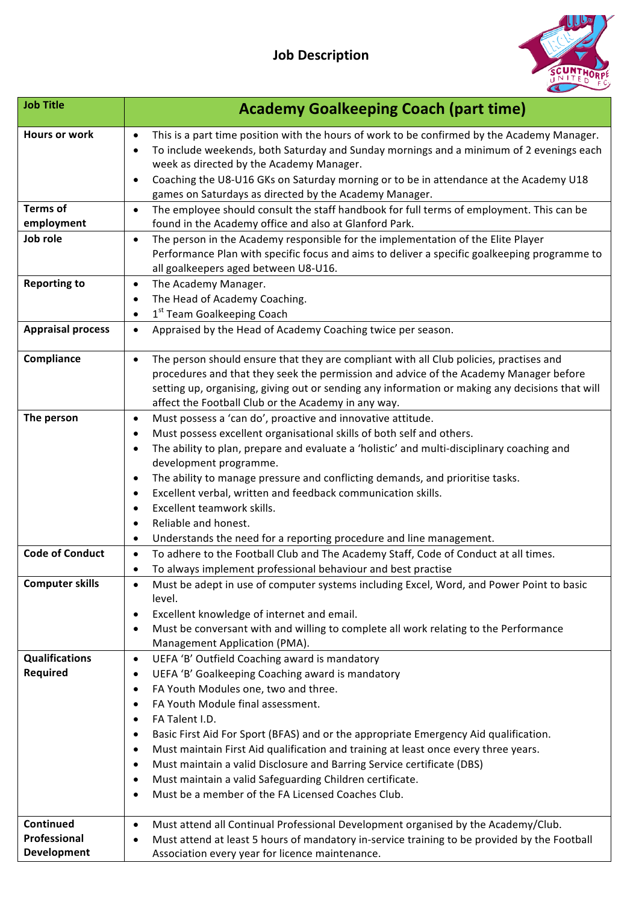# Job Description

| Job Title | Academy Goalkeeping Coach (part time) |
|---|---|
| **Hours or work** | • This is a part time position with the hours of work to be confirmed by the Academy Manager.<br>• To include weekends, both Saturday and Sunday mornings and a minimum of 2 evenings each week as directed by the Academy Manager.<br>• Coaching the U8-U16 GKs on Saturday morning or to be in attendance at the Academy U18 games on Saturdays as directed by the Academy Manager. |
| **Terms of employment** | • The employee should consult the staff handbook for full terms of employment. This can be found in the Academy office and also at Glanford Park. |
| **Job role** | • The person in the Academy responsible for the implementation of the Elite Player Performance Plan with specific focus and aims to deliver a specific goalkeeping programme to all goalkeepers aged between U8-U16. |
| **Reporting to** | • The Academy Manager.<br>• The Head of Academy Coaching.<br>• 1st Team Goalkeeping Coach |
| **Appraisal process** | • Appraised by the Head of Academy Coaching twice per season. |
| **Compliance** | • The person should ensure that they are compliant with all Club policies, practises and procedures and that they seek the permission and advice of the Academy Manager before setting up, organising, giving out or sending any information or making any decisions that will affect the Football Club or the Academy in any way. |
| **The person** | • Must possess a 'can do', proactive and innovative attitude.<br>• Must possess excellent organisational skills of both self and others.<br>• The ability to plan, prepare and evaluate a 'holistic' and multi-disciplinary coaching and development programme.<br>• The ability to manage pressure and conflicting demands, and prioritise tasks.<br>• Excellent verbal, written and feedback communication skills.<br>• Excellent teamwork skills.<br>• Reliable and honest.<br>• Understands the need for a reporting procedure and line management. |
| **Code of Conduct** | • To adhere to the Football Club and The Academy Staff, Code of Conduct at all times.<br>• To always implement professional behaviour and best practise |
| **Computer skills** | • Must be adept in use of computer systems including Excel, Word, and Power Point to basic level.<br>• Excellent knowledge of internet and email.<br>• Must be conversant with and willing to complete all work relating to the Performance Management Application (PMA). |
| **Qualifications Required** | • UEFA 'B' Outfield Coaching award is mandatory<br>• UEFA 'B' Goalkeeping Coaching award is mandatory<br>• FA Youth Modules one, two and three.<br>• FA Youth Module final assessment.<br>• FA Talent I.D.<br>• Basic First Aid For Sport (BFAS) and or the appropriate Emergency Aid qualification.<br>• Must maintain First Aid qualification and training at least once every three years.<br>• Must maintain a valid Disclosure and Barring Service certificate (DBS)<br>• Must maintain a valid Safeguarding Children certificate.<br>• Must be a member of the FA Licensed Coaches Club. |
| **Continued Professional Development** | • Must attend all Continual Professional Development organised by the Academy/Club.<br>• Must attend at least 5 hours of mandatory in-service training to be provided by the Football Association every year for licence maintenance. |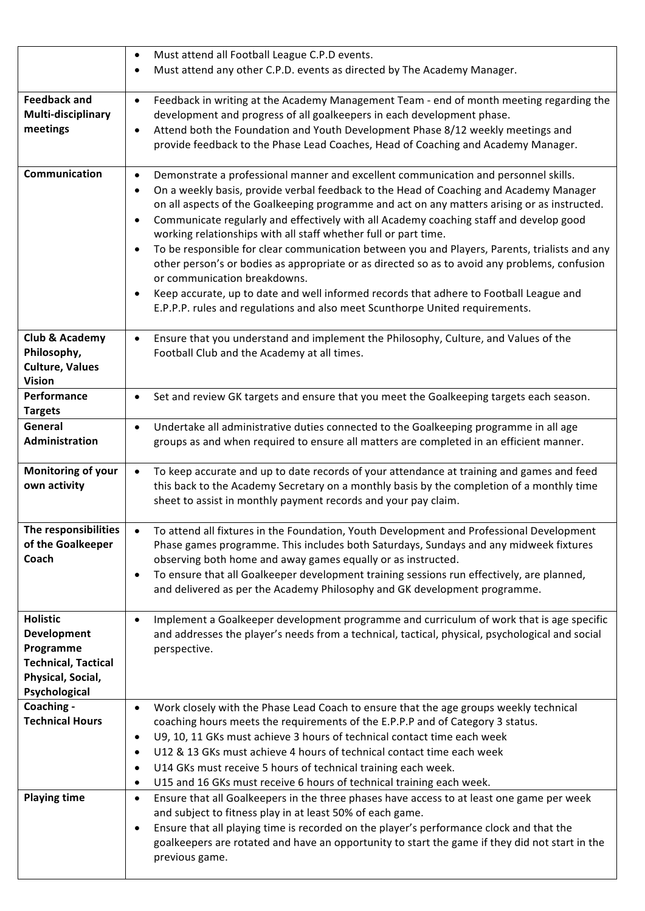| | |
|---|---|
| | • Must attend all Football League C.P.D events.<br>• Must attend any other C.P.D. events as directed by The Academy Manager. |
| **Feedback and Multi-disciplinary meetings** | • Feedback in writing at the Academy Management Team - end of month meeting regarding the development and progress of all goalkeepers in each development phase.<br>• Attend both the Foundation and Youth Development Phase 8/12 weekly meetings and provide feedback to the Phase Lead Coaches, Head of Coaching and Academy Manager. |
| **Communication** | • Demonstrate a professional manner and excellent communication and personnel skills.<br>• On a weekly basis, provide verbal feedback to the Head of Coaching and Academy Manager on all aspects of the Goalkeeping programme and act on any matters arising or as instructed.<br>• Communicate regularly and effectively with all Academy coaching staff and develop good working relationships with all staff whether full or part time.<br>• To be responsible for clear communication between you and Players, Parents, trialists and any other person's or bodies as appropriate or as directed so as to avoid any problems, confusion or communication breakdowns.<br>• Keep accurate, up to date and well informed records that adhere to Football League and E.P.P.P. rules and regulations and also meet Scunthorpe United requirements. |
| **Club & Academy Philosophy, Culture, Values Vision** | • Ensure that you understand and implement the Philosophy, Culture, and Values of the Football Club and the Academy at all times. |
| **Performance Targets** | • Set and review GK targets and ensure that you meet the Goalkeeping targets each season. |
| **General Administration** | • Undertake all administrative duties connected to the Goalkeeping programme in all age groups as and when required to ensure all matters are completed in an efficient manner. |
| **Monitoring of your own activity** | • To keep accurate and up to date records of your attendance at training and games and feed this back to the Academy Secretary on a monthly basis by the completion of a monthly time sheet to assist in monthly payment records and your pay claim. |
| **The responsibilities of the Goalkeeper Coach** | • To attend all fixtures in the Foundation, Youth Development and Professional Development Phase games programme. This includes both Saturdays, Sundays and any midweek fixtures observing both home and away games equally or as instructed.<br>• To ensure that all Goalkeeper development training sessions run effectively, are planned, and delivered as per the Academy Philosophy and GK development programme. |
| **Holistic Development Programme Technical, Tactical Physical, Social, Psychological** | • Implement a Goalkeeper development programme and curriculum of work that is age specific and addresses the player's needs from a technical, tactical, physical, psychological and social perspective. |
| **Coaching - Technical Hours** | • Work closely with the Phase Lead Coach to ensure that the age groups weekly technical coaching hours meets the requirements of the E.P.P.P and of Category 3 status.<br>• U9, 10, 11 GKs must achieve 3 hours of technical contact time each week<br>• U12 & 13 GKs must achieve 4 hours of technical contact time each week<br>• U14 GKs must receive 5 hours of technical training each week.<br>• U15 and 16 GKs must receive 6 hours of technical training each week. |
| **Playing time** | • Ensure that all Goalkeepers in the three phases have access to at least one game per week and subject to fitness play in at least 50% of each game.<br>• Ensure that all playing time is recorded on the player's performance clock and that the goalkeepers are rotated and have an opportunity to start the game if they did not start in the previous game. |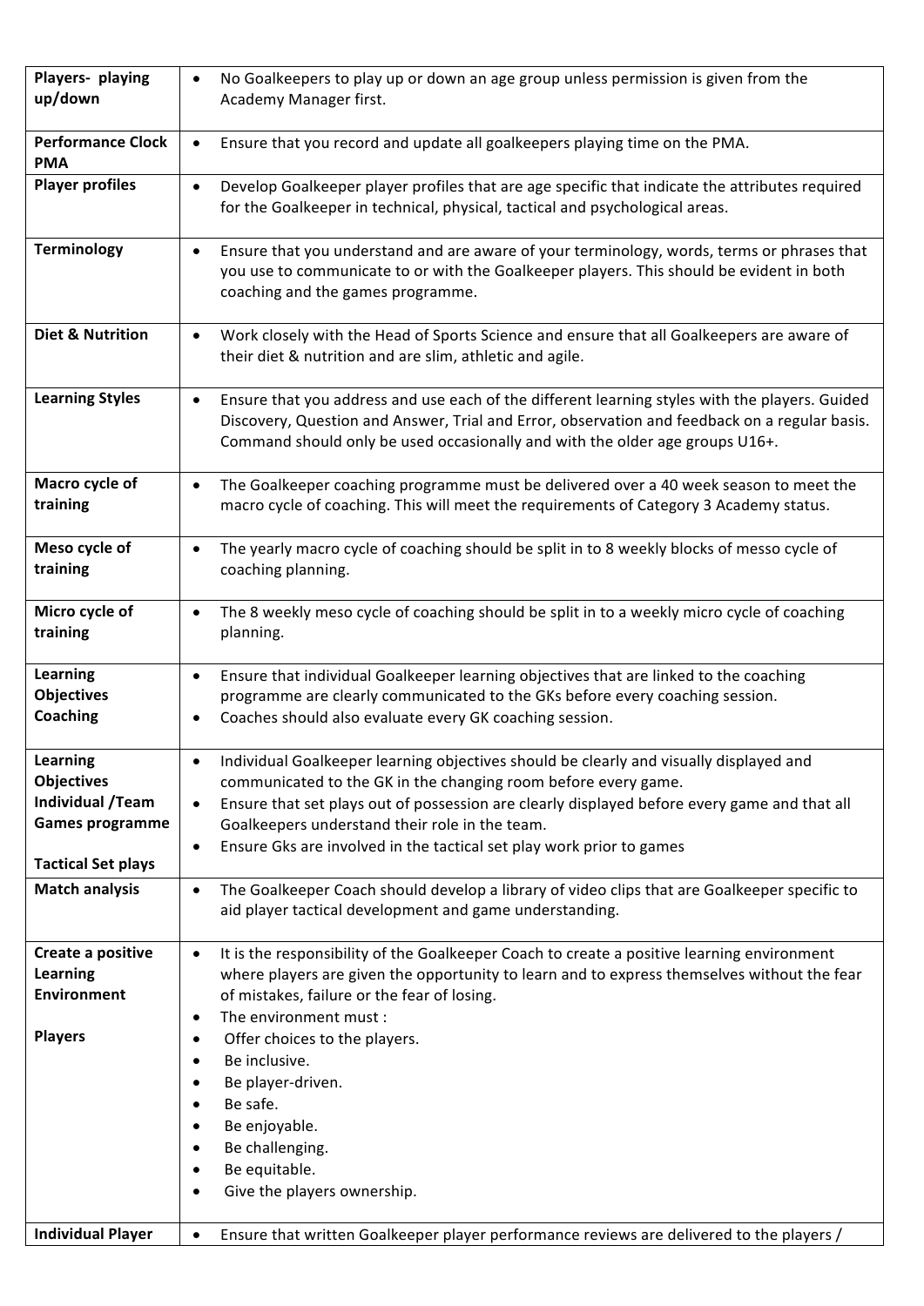| **Players- playing up/down** | • No Goalkeepers to play up or down an age group unless permission is given from the Academy Manager first. |
|---|---|
| **Performance Clock PMA** | • Ensure that you record and update all goalkeepers playing time on the PMA. |
| **Player profiles** | • Develop Goalkeeper player profiles that are age specific that indicate the attributes required for the Goalkeeper in technical, physical, tactical and psychological areas. |
| **Terminology** | • Ensure that you understand and are aware of your terminology, words, terms or phrases that you use to communicate to or with the Goalkeeper players. This should be evident in both coaching and the games programme. |
| **Diet & Nutrition** | • Work closely with the Head of Sports Science and ensure that all Goalkeepers are aware of their diet & nutrition and are slim, athletic and agile. |
| **Learning Styles** | • Ensure that you address and use each of the different learning styles with the players. Guided Discovery, Question and Answer, Trial and Error, observation and feedback on a regular basis. Command should only be used occasionally and with the older age groups U16+. |
| **Macro cycle of training** | • The Goalkeeper coaching programme must be delivered over a 40 week season to meet the macro cycle of coaching. This will meet the requirements of Category 3 Academy status. |
| **Meso cycle of training** | • The yearly macro cycle of coaching should be split in to 8 weekly blocks of messo cycle of coaching planning. |
| **Micro cycle of training** | • The 8 weekly meso cycle of coaching should be split in to a weekly micro cycle of coaching planning. |
| **Learning Objectives Coaching** | • Ensure that individual Goalkeeper learning objectives that are linked to the coaching programme are clearly communicated to the GKs before every coaching session.<br>• Coaches should also evaluate every GK coaching session. |
| **Learning Objectives Individual /Team Games programme**<br><br>**Tactical Set plays** | • Individual Goalkeeper learning objectives should be clearly and visually displayed and communicated to the GK in the changing room before every game.<br>• Ensure that set plays out of possession are clearly displayed before every game and that all Goalkeepers understand their role in the team.<br>• Ensure Gks are involved in the tactical set play work prior to games |
| **Match analysis** | • The Goalkeeper Coach should develop a library of video clips that are Goalkeeper specific to aid player tactical development and game understanding. |
| **Create a positive Learning Environment**<br><br>**Players** | • It is the responsibility of the Goalkeeper Coach to create a positive learning environment where players are given the opportunity to learn and to express themselves without the fear of mistakes, failure or the fear of losing.<br>• The environment must :<br>• Offer choices to the players.<br>• Be inclusive.<br>• Be player-driven.<br>• Be safe.<br>• Be enjoyable.<br>• Be challenging.<br>• Be equitable.<br>• Give the players ownership. |
| **Individual Player** | • Ensure that written Goalkeeper player performance reviews are delivered to the players / |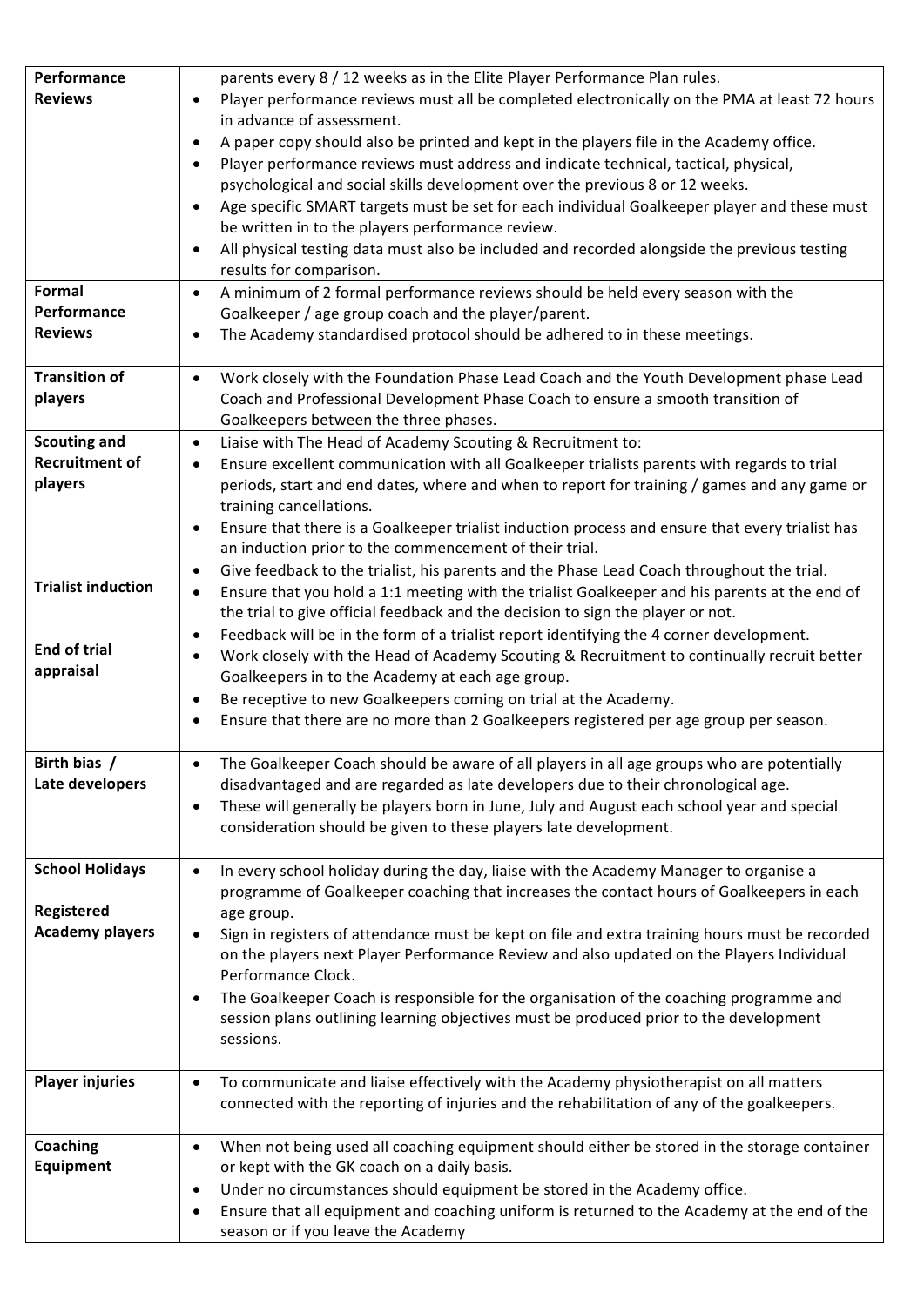| | |
|---|---|
| **Performance Reviews** | parents every 8 / 12 weeks as in the Elite Player Performance Plan rules.<br>• Player performance reviews must all be completed electronically on the PMA at least 72 hours in advance of assessment.<br>• A paper copy should also be printed and kept in the players file in the Academy office.<br>• Player performance reviews must address and indicate technical, tactical, physical, psychological and social skills development over the previous 8 or 12 weeks.<br>• Age specific SMART targets must be set for each individual Goalkeeper player and these must be written in to the players performance review.<br>• All physical testing data must also be included and recorded alongside the previous testing results for comparison. |
| **Formal Performance Reviews** | • A minimum of 2 formal performance reviews should be held every season with the Goalkeeper / age group coach and the player/parent.<br>• The Academy standardised protocol should be adhered to in these meetings. |
| **Transition of players** | • Work closely with the Foundation Phase Lead Coach and the Youth Development phase Lead Coach and Professional Development Phase Coach to ensure a smooth transition of Goalkeepers between the three phases. |
| **Scouting and Recruitment of players**<br><br>**Trialist induction**<br><br>**End of trial appraisal** | • Liaise with The Head of Academy Scouting & Recruitment to:<br>• Ensure excellent communication with all Goalkeeper trialists parents with regards to trial periods, start and end dates, where and when to report for training / games and any game or training cancellations.<br>• Ensure that there is a Goalkeeper trialist induction process and ensure that every trialist has an induction prior to the commencement of their trial.<br>• Give feedback to the trialist, his parents and the Phase Lead Coach throughout the trial.<br>• Ensure that you hold a 1:1 meeting with the trialist Goalkeeper and his parents at the end of the trial to give official feedback and the decision to sign the player or not.<br>• Feedback will be in the form of a trialist report identifying the 4 corner development.<br>• Work closely with the Head of Academy Scouting & Recruitment to continually recruit better Goalkeepers in to the Academy at each age group.<br>• Be receptive to new Goalkeepers coming on trial at the Academy.<br>• Ensure that there are no more than 2 Goalkeepers registered per age group per season. |
| **Birth bias / Late developers** | • The Goalkeeper Coach should be aware of all players in all age groups who are potentially disadvantaged and are regarded as late developers due to their chronological age.<br>• These will generally be players born in June, July and August each school year and special consideration should be given to these players late development. |
| **School Holidays**<br><br>**Registered Academy players** | • In every school holiday during the day, liaise with the Academy Manager to organise a programme of Goalkeeper coaching that increases the contact hours of Goalkeepers in each age group.<br>• Sign in registers of attendance must be kept on file and extra training hours must be recorded on the players next Player Performance Review and also updated on the Players Individual Performance Clock.<br>• The Goalkeeper Coach is responsible for the organisation of the coaching programme and session plans outlining learning objectives must be produced prior to the development sessions. |
| **Player injuries** | • To communicate and liaise effectively with the Academy physiotherapist on all matters connected with the reporting of injuries and the rehabilitation of any of the goalkeepers. |
| **Coaching Equipment** | • When not being used all coaching equipment should either be stored in the storage container or kept with the GK coach on a daily basis.<br>• Under no circumstances should equipment be stored in the Academy office.<br>• Ensure that all equipment and coaching uniform is returned to the Academy at the end of the season or if you leave the Academy |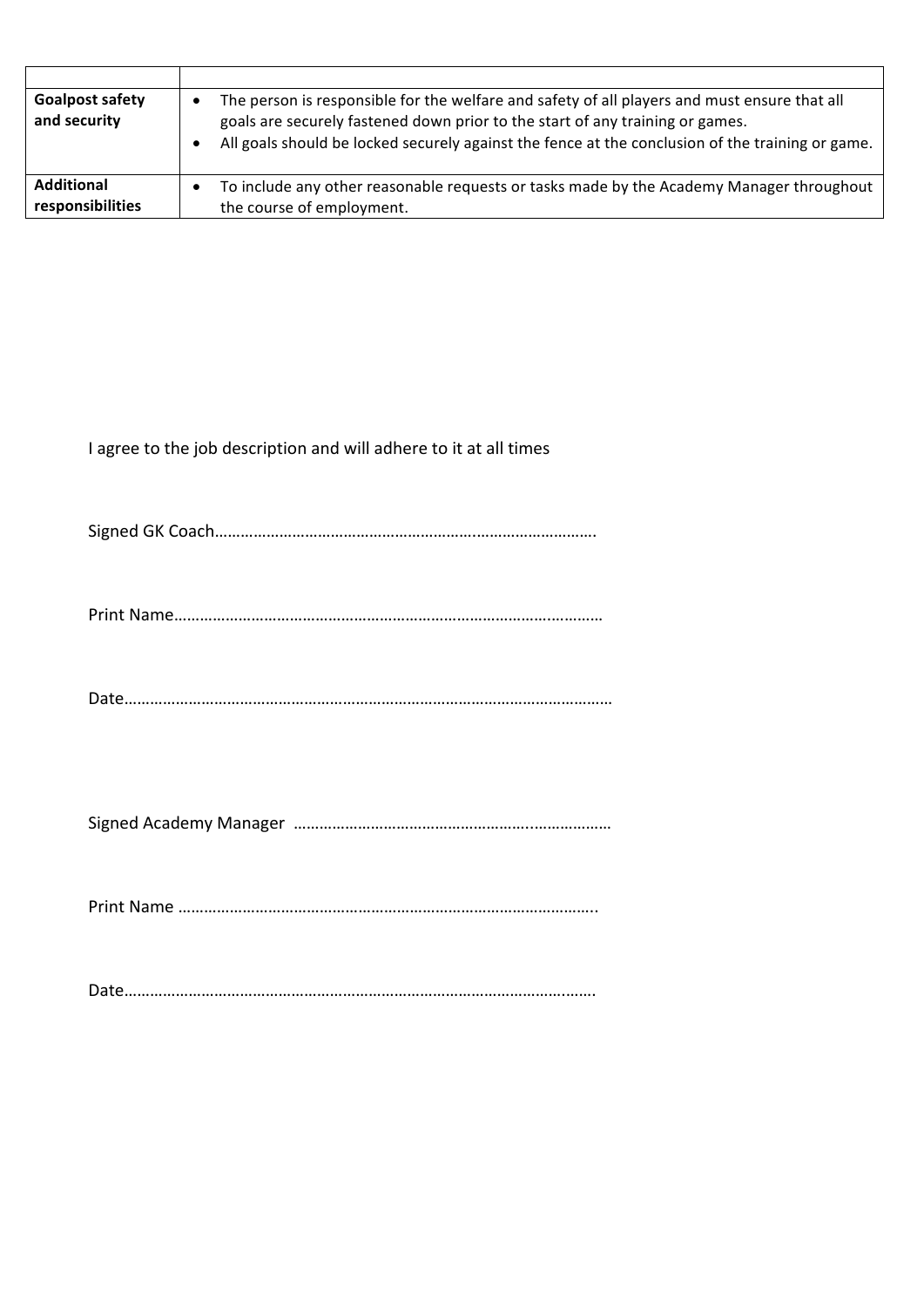| | |
|---|---|
| **Goalpost safety and security** | • The person is responsible for the welfare and safety of all players and must ensure that all goals are securely fastened down prior to the start of any training or games.<br>• All goals should be locked securely against the fence at the conclusion of the training or game. |
| **Additional responsibilities** | • To include any other reasonable requests or tasks made by the Academy Manager throughout the course of employment. |

I agree to the job description and will adhere to it at all times

Signed GK Coach…………………………………………………………………………….

Print Name………………………………………………………………………………………

Date……………………………………………………………………………………………………

Signed Academy Manager …………………………………………………………………

Print Name ……………………………………………………………………………………..

Date…………………………………………………………………………………………………..